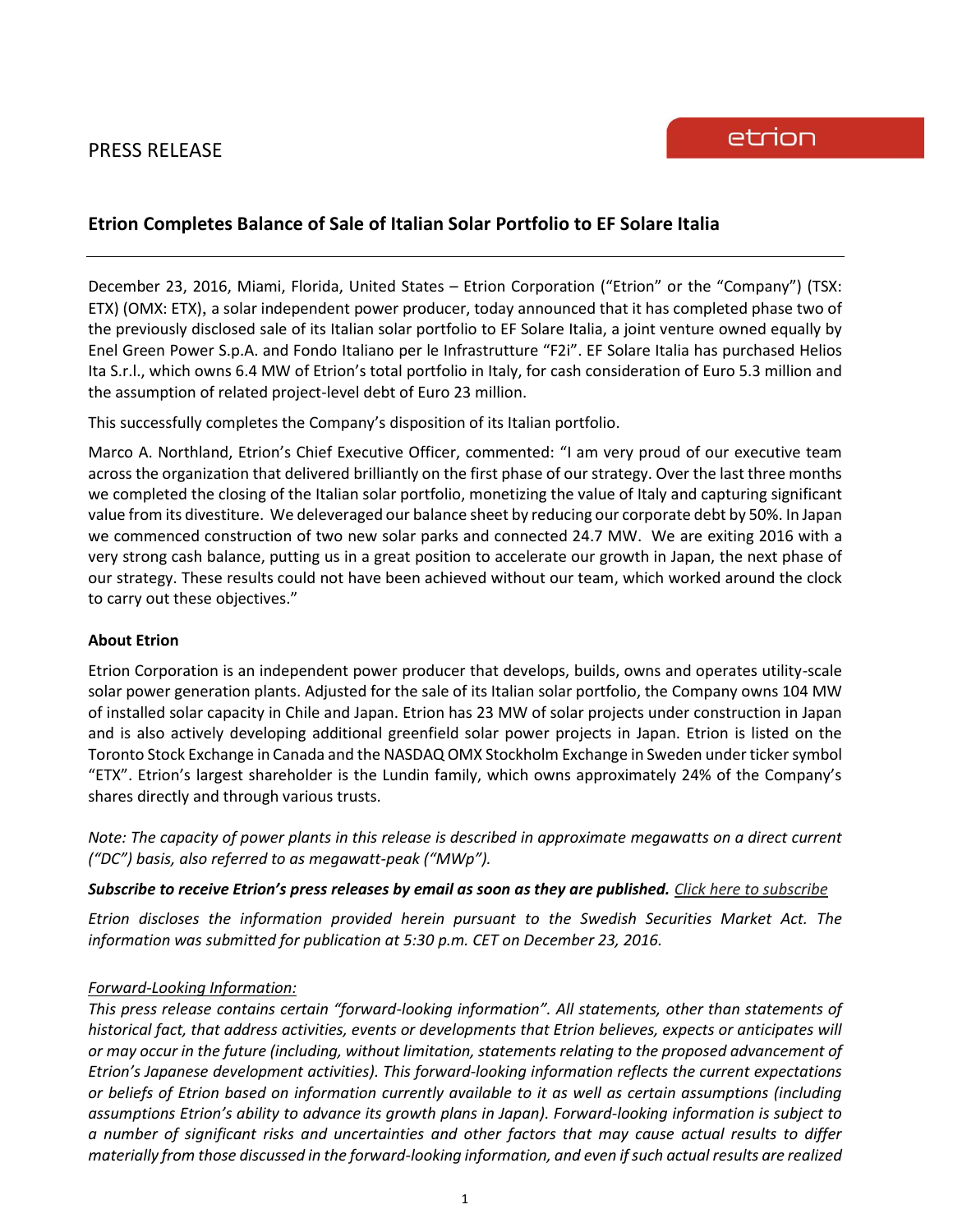PRESS RELEASE

etrion

# Etrion Completes Balance of Sale of Italian Solar Portfolio to EF Solare Italia

December 23, 2016, Miami, Florida, United States – Etrion Corporation ("Etrion" or the "Company") (TSX: ETX) (OMX: ETX), a solar independent power producer, today announced that it has completed phase two of the previously disclosed sale of its Italian solar portfolio to EF Solare Italia, a joint venture owned equally by Enel Green Power S.p.A. and Fondo Italiano per le Infrastrutture "F2i". EF Solare Italia has purchased Helios Ita S.r.l., which owns 6.4 MW of Etrion's total portfolio in Italy, for cash consideration of Euro 5.3 million and the assumption of related project-level debt of Euro 23 million.

This successfully completes the Company's disposition of its Italian portfolio.

Marco A. Northland, Etrion's Chief Executive Officer, commented: "I am very proud of our executive team across the organization that delivered brilliantly on the first phase of our strategy. Over the last three months we completed the closing of the Italian solar portfolio, monetizing the value of Italy and capturing significant value from its divestiture. We deleveraged our balance sheet by reducing our corporate debt by 50%. In Japan we commenced construction of two new solar parks and connected 24.7 MW. We are exiting 2016 with a very strong cash balance, putting us in a great position to accelerate our growth in Japan, the next phase of our strategy. These results could not have been achieved without our team, which worked around the clock to carry out these objectives."

**About Etrion**

Etrion Corporation is an independent power producer that develops, builds, owns and operates utility-scale solar power generation plants. Adjusted for the sale of its Italian solar portfolio, the Company owns 104 MW of installed solar capacity in Chile and Japan. Etrion has 23 MW of solar projects under construction in Japan and is also actively developing additional greenfield solar power projects in Japan. Etrion is listed on the Toronto Stock Exchange in Canada and the NASDAQ OMX Stockholm Exchange in Sweden under ticker symbol "ETX". Etrion's largest shareholder is the Lundin family, which owns approximately 24% of the Company's shares directly and through various trusts.

*Note: The capacity of power plants in this release is described in approximate megawatts on a direct current ("DC") basis, also referred to as megawatt-peak ("MWp").*

***Subscribe to receive Etrion's press releases by email as soon as they are published.*** *Click here to subscribe*

*Etrion discloses the information provided herein pursuant to the Swedish Securities Market Act. The information was submitted for publication at 5:30 p.m. CET on December 23, 2016.*

*Forward-Looking Information:*

*This press release contains certain "forward-looking information". All statements, other than statements of historical fact, that address activities, events or developments that Etrion believes, expects or anticipates will or may occur in the future (including, without limitation, statements relating to the proposed advancement of Etrion's Japanese development activities). This forward-looking information reflects the current expectations or beliefs of Etrion based on information currently available to it as well as certain assumptions (including assumptions Etrion's ability to advance its growth plans in Japan). Forward-looking information is subject to a number of significant risks and uncertainties and other factors that may cause actual results to differ materially from those discussed in the forward-looking information, and even if such actual results are realized*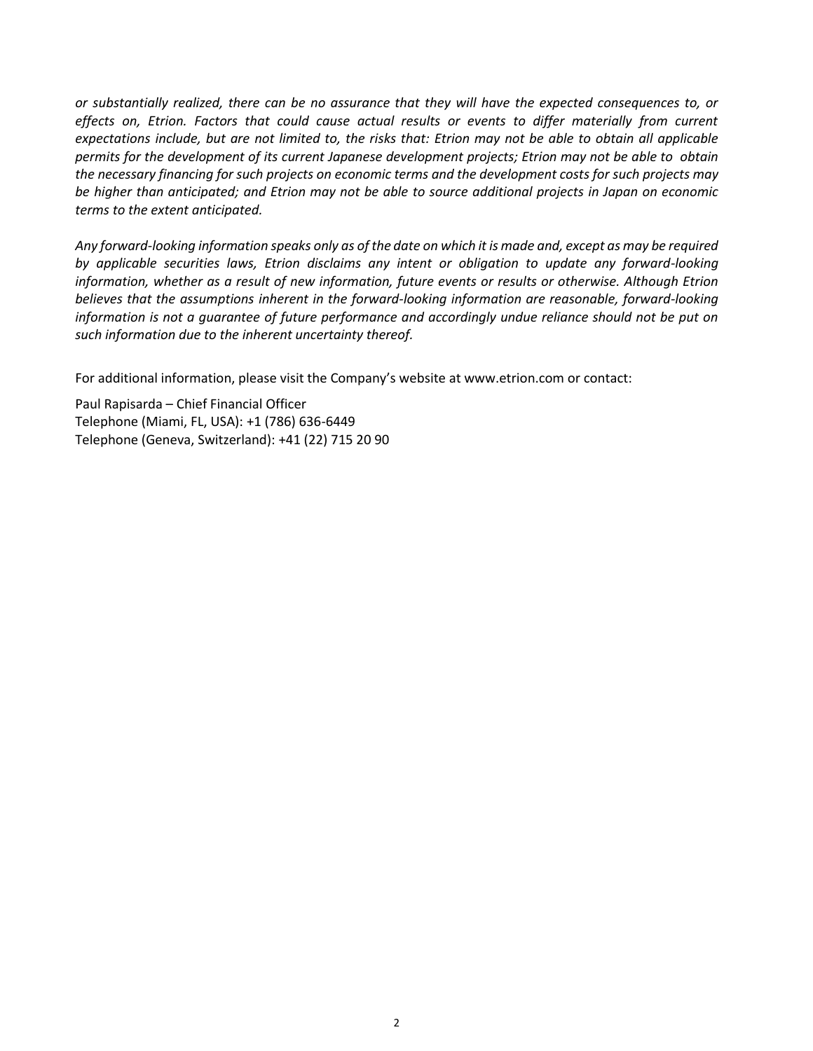*or substantially realized, there can be no assurance that they will have the expected consequences to, or effects on, Etrion. Factors that could cause actual results or events to differ materially from current expectations include, but are not limited to, the risks that: Etrion may not be able to obtain all applicable permits for the development of its current Japanese development projects; Etrion may not be able to obtain the necessary financing for such projects on economic terms and the development costs for such projects may be higher than anticipated; and Etrion may not be able to source additional projects in Japan on economic terms to the extent anticipated.*

*Any forward-looking information speaks only as of the date on which it is made and, except as may be required by applicable securities laws, Etrion disclaims any intent or obligation to update any forward-looking information, whether as a result of new information, future events or results or otherwise. Although Etrion believes that the assumptions inherent in the forward-looking information are reasonable, forward-looking information is not a guarantee of future performance and accordingly undue reliance should not be put on such information due to the inherent uncertainty thereof.*

For additional information, please visit the Company's website at www.etrion.com or contact:

Paul Rapisarda – Chief Financial Officer
Telephone (Miami, FL, USA): +1 (786) 636-6449
Telephone (Geneva, Switzerland): +41 (22) 715 20 90